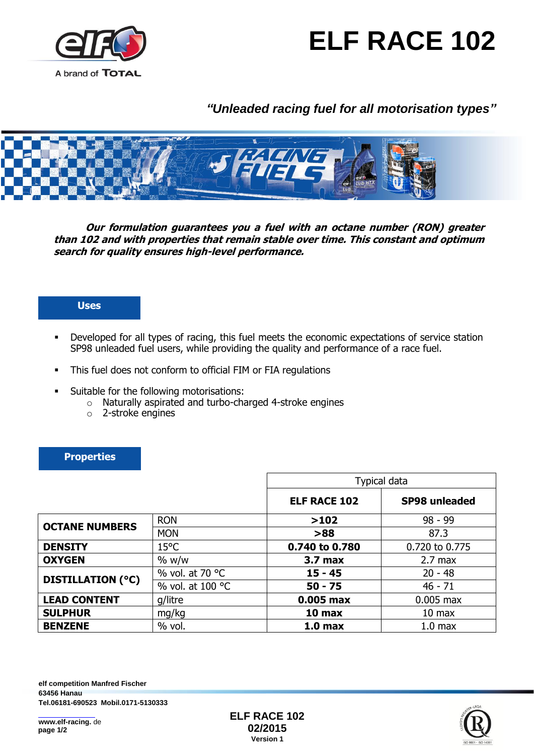# ELF RACE 102

*"Unleaded racing fuel for all motorisation types"*

***Our formulation guarantees you a fuel with an octane number (RON) greater than 102 and with properties that remain stable over time. This constant and optimum search for quality ensures high-level performance.***

## Uses

- Developed for all types of racing, this fuel meets the economic expectations of service station SP98 unleaded fuel users, while providing the quality and performance of a race fuel.
- This fuel does not conform to official FIM or FIA regulations
- Suitable for the following motorisations:
  - Naturally aspirated and turbo-charged 4-stroke engines
  - 2-stroke engines

## Properties

| | | Typical data | |
|---|---|---|---|
| | | **ELF RACE 102** | **SP98 unleaded** |
| **OCTANE NUMBERS** | RON | **>102** | 98 - 99 |
| | MON | **>88** | 87.3 |
| **DENSITY** | 15°C | **0.740 to 0.780** | 0.720 to 0.775 |
| **OXYGEN** | % w/w | **3.7 max** | 2.7 max |
| **DISTILLATION (°C)** | % vol. at 70 °C | **15 - 45** | 20 - 48 |
| | % vol. at 100 °C | **50 - 75** | 46 - 71 |
| **LEAD CONTENT** | g/litre | **0.005 max** | 0.005 max |
| **SULPHUR** | mg/kg | **10 max** | 10 max |
| **BENZENE** | % vol. | **1.0 max** | 1.0 max |

**elf competition Manfred Fischer**
**63456 Hanau**
**Tel.06181-690523 Mobil.0171-5130333**

**www.elf-racing.** de

**ELF RACE 102**
**02/2015**
**Version 1**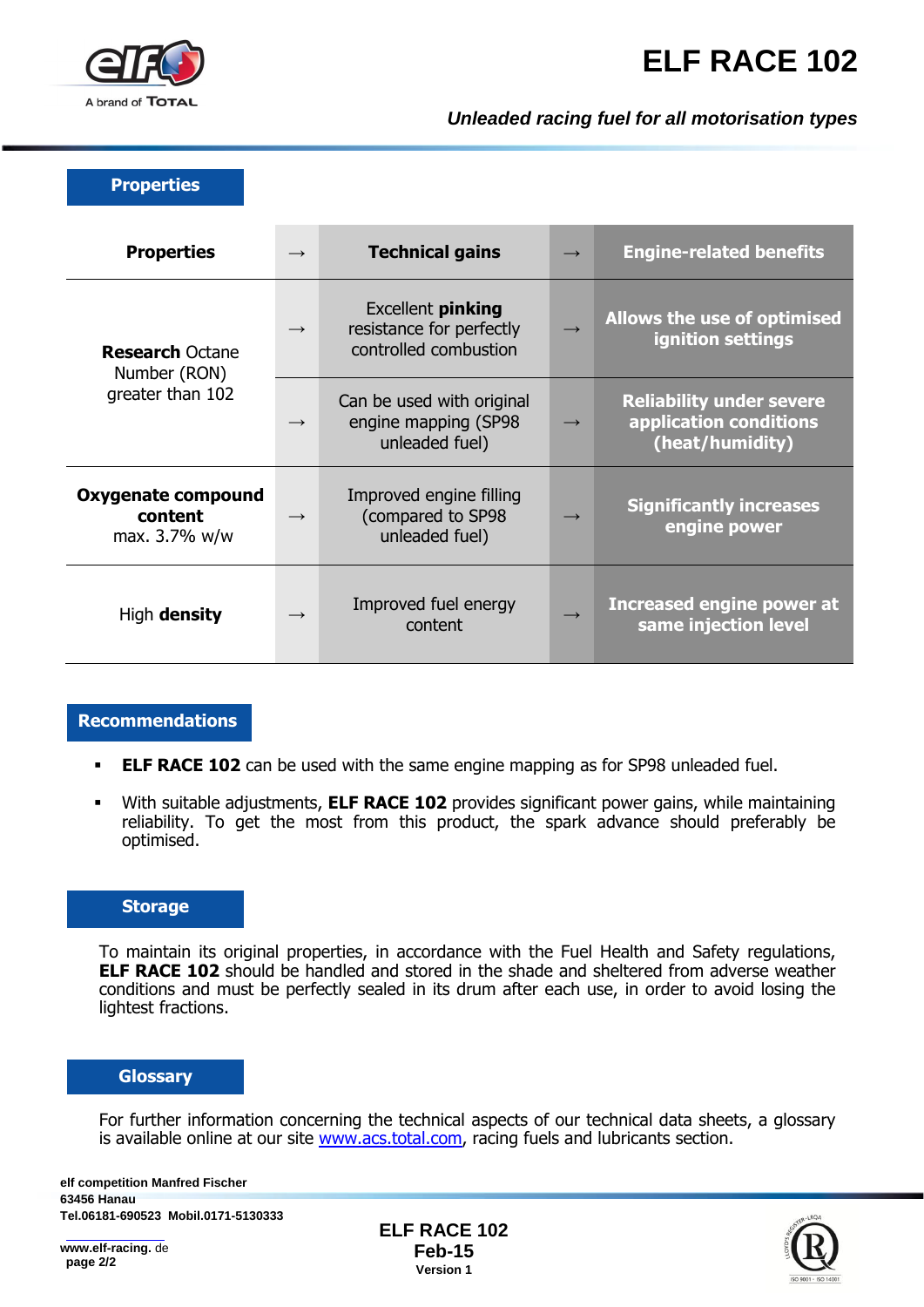# ELF RACE 102

***Unleaded racing fuel for all motorisation types***

## Properties

| Properties | → | Technical gains | → | Engine-related benefits |
|---|---|---|---|---|
| **Research** Octane Number (RON) greater than 102 | → | Excellent **pinking** resistance for perfectly controlled combustion | → | **Allows the use of optimised ignition settings** |
| | → | Can be used with original engine mapping (SP98 unleaded fuel) | → | **Reliability under severe application conditions (heat/humidity)** |
| **Oxygenate compound content** max. 3.7% w/w | → | Improved engine filling (compared to SP98 unleaded fuel) | → | **Significantly increases engine power** |
| High **density** | → | Improved fuel energy content | → | **Increased engine power at same injection level** |

## Recommendations

- **ELF RACE 102** can be used with the same engine mapping as for SP98 unleaded fuel.
- With suitable adjustments, **ELF RACE 102** provides significant power gains, while maintaining reliability. To get the most from this product, the spark advance should preferably be optimised.

## Storage

To maintain its original properties, in accordance with the Fuel Health and Safety regulations, **ELF RACE 102** should be handled and stored in the shade and sheltered from adverse weather conditions and must be perfectly sealed in its drum after each use, in order to avoid losing the lightest fractions.

## Glossary

For further information concerning the technical aspects of our technical data sheets, a glossary is available online at our site [www.acs.total.com](http://www.acs.total.com), racing fuels and lubricants section.

**elf competition Manfred Fischer**
**63456 Hanau**
**Tel.06181-690523 Mobil.0171-5130333**

**www.elf-racing.** de

**ELF RACE 102**
**Feb-15**
**Version 1**